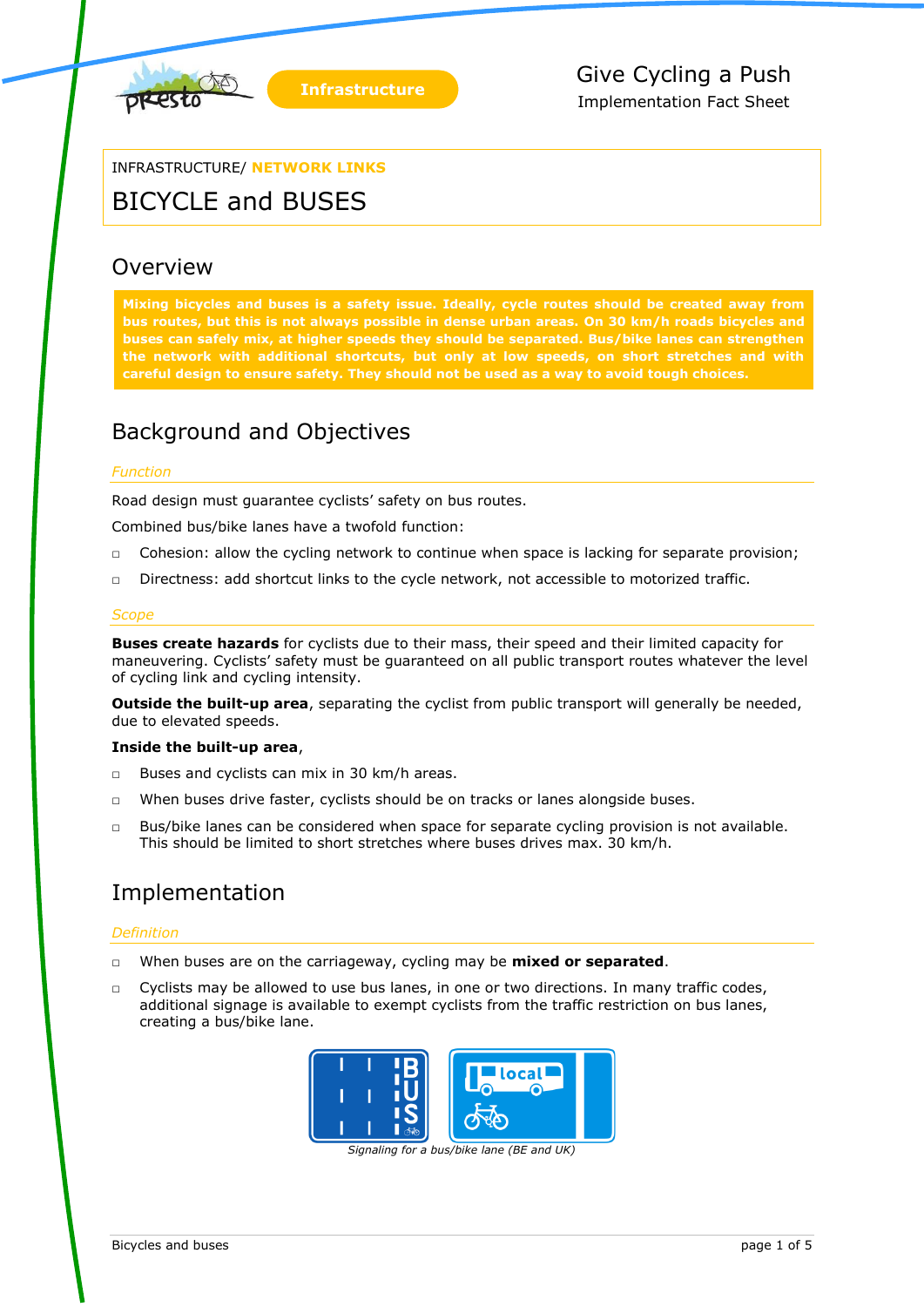Infrastructure

Give Cycling a Push
Implementation Fact Sheet

INFRASTRUCTURE/ **NETWORK LINKS**

# BICYCLE and BUSES

## Overview

**Mixing bicycles and buses is a safety issue. Ideally, cycle routes should be created away from bus routes, but this is not always possible in dense urban areas. On 30 km/h roads bicycles and buses can safely mix, at higher speeds they should be separated. Bus/bike lanes can strengthen the network with additional shortcuts, but only at low speeds, on short stretches and with careful design to ensure safety. They should not be used as a way to avoid tough choices.**

## Background and Objectives

### *Function*

Road design must guarantee cyclists' safety on bus routes.

Combined bus/bike lanes have a twofold function:

- Cohesion: allow the cycling network to continue when space is lacking for separate provision;
- Directness: add shortcut links to the cycle network, not accessible to motorized traffic.

### *Scope*

**Buses create hazards** for cyclists due to their mass, their speed and their limited capacity for maneuvering. Cyclists' safety must be guaranteed on all public transport routes whatever the level of cycling link and cycling intensity.

**Outside the built-up area**, separating the cyclist from public transport will generally be needed, due to elevated speeds.

**Inside the built-up area**,

- Buses and cyclists can mix in 30 km/h areas.
- When buses drive faster, cyclists should be on tracks or lanes alongside buses.
- Bus/bike lanes can be considered when space for separate cycling provision is not available. This should be limited to short stretches where buses drives max. 30 km/h.

## Implementation

### *Definition*

- When buses are on the carriageway, cycling may be **mixed or separated**.
- Cyclists may be allowed to use bus lanes, in one or two directions. In many traffic codes, additional signage is available to exempt cyclists from the traffic restriction on bus lanes, creating a bus/bike lane.

*Signaling for a bus/bike lane (BE and UK)*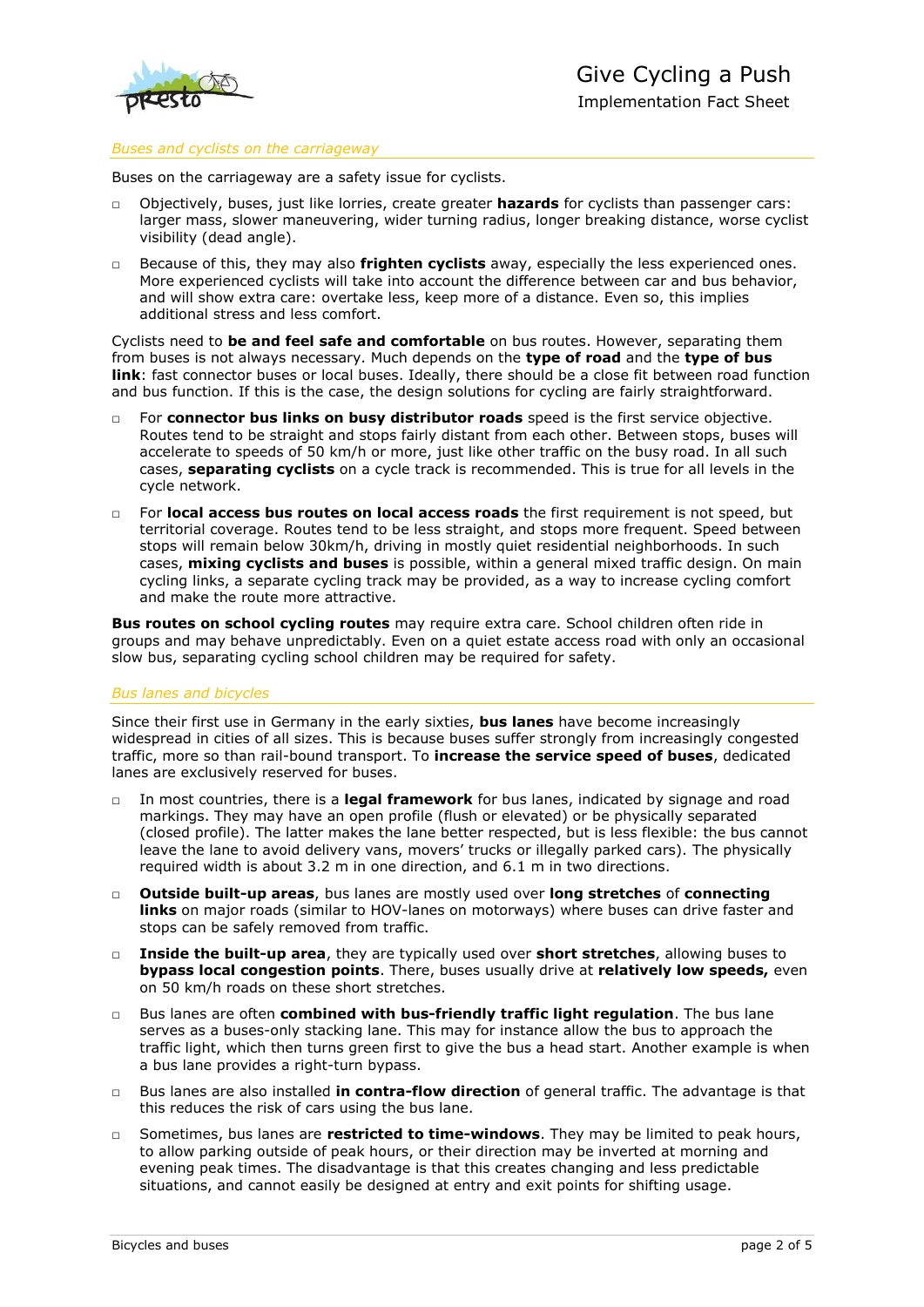### *Buses and cyclists on the carriageway*

Buses on the carriageway are a safety issue for cyclists.

- Objectively, buses, just like lorries, create greater **hazards** for cyclists than passenger cars: larger mass, slower maneuvering, wider turning radius, longer breaking distance, worse cyclist visibility (dead angle).
- Because of this, they may also **frighten cyclists** away, especially the less experienced ones. More experienced cyclists will take into account the difference between car and bus behavior, and will show extra care: overtake less, keep more of a distance. Even so, this implies additional stress and less comfort.

Cyclists need to **be and feel safe and comfortable** on bus routes. However, separating them from buses is not always necessary. Much depends on the **type of road** and the **type of bus link**: fast connector buses or local buses. Ideally, there should be a close fit between road function and bus function. If this is the case, the design solutions for cycling are fairly straightforward.

- For **connector bus links on busy distributor roads** speed is the first service objective. Routes tend to be straight and stops fairly distant from each other. Between stops, buses will accelerate to speeds of 50 km/h or more, just like other traffic on the busy road. In all such cases, **separating cyclists** on a cycle track is recommended. This is true for all levels in the cycle network.
- For **local access bus routes on local access roads** the first requirement is not speed, but territorial coverage. Routes tend to be less straight, and stops more frequent. Speed between stops will remain below 30km/h, driving in mostly quiet residential neighborhoods. In such cases, **mixing cyclists and buses** is possible, within a general mixed traffic design. On main cycling links, a separate cycling track may be provided, as a way to increase cycling comfort and make the route more attractive.

**Bus routes on school cycling routes** may require extra care. School children often ride in groups and may behave unpredictably. Even on a quiet estate access road with only an occasional slow bus, separating cycling school children may be required for safety.

### *Bus lanes and bicycles*

Since their first use in Germany in the early sixties, **bus lanes** have become increasingly widespread in cities of all sizes. This is because buses suffer strongly from increasingly congested traffic, more so than rail-bound transport. To **increase the service speed of buses**, dedicated lanes are exclusively reserved for buses.

- In most countries, there is a **legal framework** for bus lanes, indicated by signage and road markings. They may have an open profile (flush or elevated) or be physically separated (closed profile). The latter makes the lane better respected, but is less flexible: the bus cannot leave the lane to avoid delivery vans, movers' trucks or illegally parked cars). The physically required width is about 3.2 m in one direction, and 6.1 m in two directions.
- **Outside built-up areas**, bus lanes are mostly used over **long stretches** of **connecting links** on major roads (similar to HOV-lanes on motorways) where buses can drive faster and stops can be safely removed from traffic.
- **Inside the built-up area**, they are typically used over **short stretches**, allowing buses to **bypass local congestion points**. There, buses usually drive at **relatively low speeds,** even on 50 km/h roads on these short stretches.
- Bus lanes are often **combined with bus-friendly traffic light regulation**. The bus lane serves as a buses-only stacking lane. This may for instance allow the bus to approach the traffic light, which then turns green first to give the bus a head start. Another example is when a bus lane provides a right-turn bypass.
- Bus lanes are also installed **in contra-flow direction** of general traffic. The advantage is that this reduces the risk of cars using the bus lane.
- Sometimes, bus lanes are **restricted to time-windows**. They may be limited to peak hours, to allow parking outside of peak hours, or their direction may be inverted at morning and evening peak times. The disadvantage is that this creates changing and less predictable situations, and cannot easily be designed at entry and exit points for shifting usage.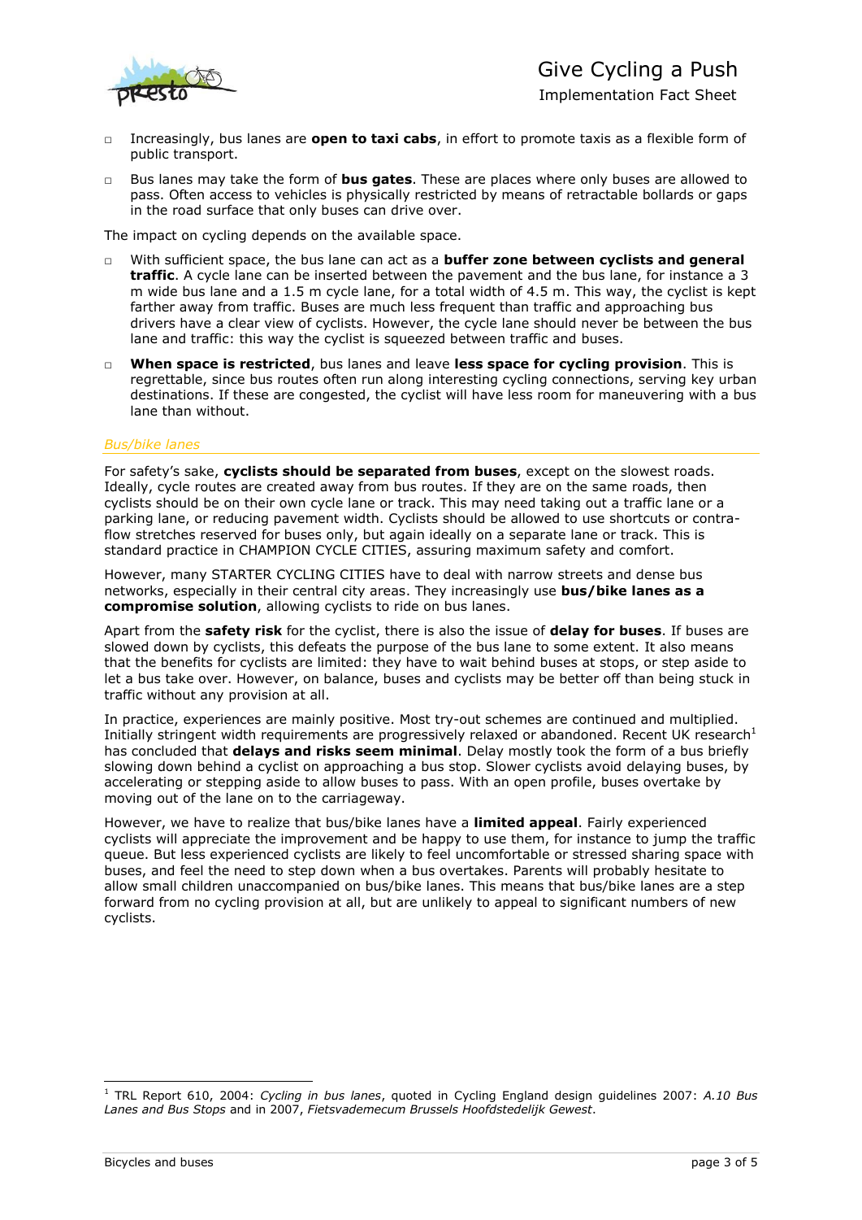- Increasingly, bus lanes are **open to taxi cabs**, in effort to promote taxis as a flexible form of public transport.
- Bus lanes may take the form of **bus gates**. These are places where only buses are allowed to pass. Often access to vehicles is physically restricted by means of retractable bollards or gaps in the road surface that only buses can drive over.

The impact on cycling depends on the available space.

- With sufficient space, the bus lane can act as a **buffer zone between cyclists and general traffic**. A cycle lane can be inserted between the pavement and the bus lane, for instance a 3 m wide bus lane and a 1.5 m cycle lane, for a total width of 4.5 m. This way, the cyclist is kept farther away from traffic. Buses are much less frequent than traffic and approaching bus drivers have a clear view of cyclists. However, the cycle lane should never be between the bus lane and traffic: this way the cyclist is squeezed between traffic and buses.
- **When space is restricted**, bus lanes and leave **less space for cycling provision**. This is regrettable, since bus routes often run along interesting cycling connections, serving key urban destinations. If these are congested, the cyclist will have less room for maneuvering with a bus lane than without.

### *Bus/bike lanes*

For safety's sake, **cyclists should be separated from buses**, except on the slowest roads. Ideally, cycle routes are created away from bus routes. If they are on the same roads, then cyclists should be on their own cycle lane or track. This may need taking out a traffic lane or a parking lane, or reducing pavement width. Cyclists should be allowed to use shortcuts or contra-flow stretches reserved for buses only, but again ideally on a separate lane or track. This is standard practice in CHAMPION CYCLE CITIES, assuring maximum safety and comfort.

However, many STARTER CYCLING CITIES have to deal with narrow streets and dense bus networks, especially in their central city areas. They increasingly use **bus/bike lanes as a compromise solution**, allowing cyclists to ride on bus lanes.

Apart from the **safety risk** for the cyclist, there is also the issue of **delay for buses**. If buses are slowed down by cyclists, this defeats the purpose of the bus lane to some extent. It also means that the benefits for cyclists are limited: they have to wait behind buses at stops, or step aside to let a bus take over. However, on balance, buses and cyclists may be better off than being stuck in traffic without any provision at all.

In practice, experiences are mainly positive. Most try-out schemes are continued and multiplied. Initially stringent width requirements are progressively relaxed or abandoned. Recent UK research[1] has concluded that **delays and risks seem minimal**. Delay mostly took the form of a bus briefly slowing down behind a cyclist on approaching a bus stop. Slower cyclists avoid delaying buses, by accelerating or stepping aside to allow buses to pass. With an open profile, buses overtake by moving out of the lane on to the carriageway.

However, we have to realize that bus/bike lanes have a **limited appeal**. Fairly experienced cyclists will appreciate the improvement and be happy to use them, for instance to jump the traffic queue. But less experienced cyclists are likely to feel uncomfortable or stressed sharing space with buses, and feel the need to step down when a bus overtakes. Parents will probably hesitate to allow small children unaccompanied on bus/bike lanes. This means that bus/bike lanes are a step forward from no cycling provision at all, but are unlikely to appeal to significant numbers of new cyclists.

---

[1] TRL Report 610, 2004: *Cycling in bus lanes*, quoted in Cycling England design guidelines 2007: *A.10 Bus Lanes and Bus Stops* and in 2007, *Fietsvademecum Brussels Hoofdstedelijk Gewest*.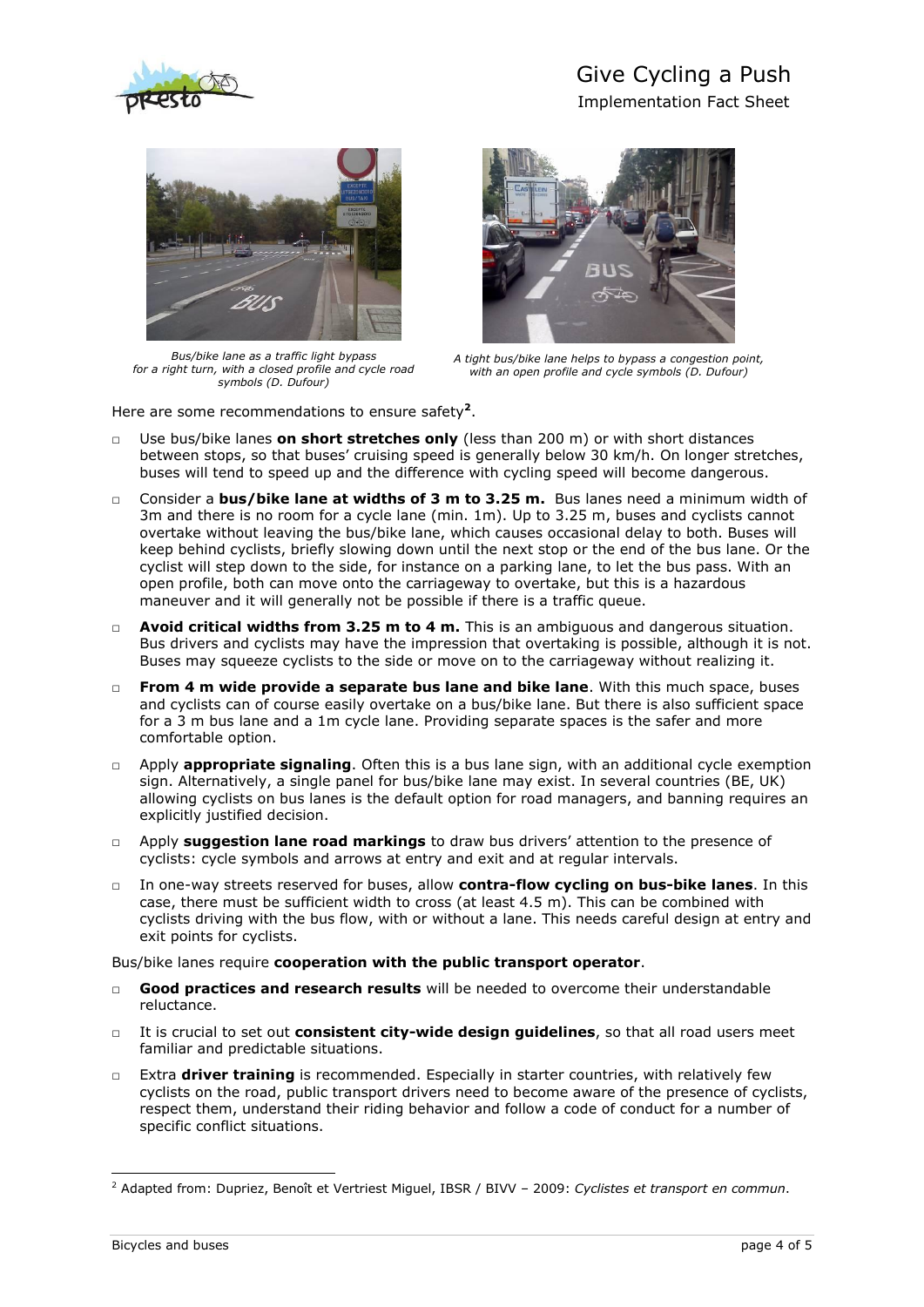*Bus/bike lane as a traffic light bypass for a right turn, with a closed profile and cycle road symbols (D. Dufour)*

*A tight bus/bike lane helps to bypass a congestion point, with an open profile and cycle symbols (D. Dufour)*

Here are some recommendations to ensure safety[2].

- Use bus/bike lanes **on short stretches only** (less than 200 m) or with short distances between stops, so that buses' cruising speed is generally below 30 km/h. On longer stretches, buses will tend to speed up and the difference with cycling speed will become dangerous.
- Consider a **bus/bike lane at widths of 3 m to 3.25 m.** Bus lanes need a minimum width of 3m and there is no room for a cycle lane (min. 1m). Up to 3.25 m, buses and cyclists cannot overtake without leaving the bus/bike lane, which causes occasional delay to both. Buses will keep behind cyclists, briefly slowing down until the next stop or the end of the bus lane. Or the cyclist will step down to the side, for instance on a parking lane, to let the bus pass. With an open profile, both can move onto the carriageway to overtake, but this is a hazardous maneuver and it will generally not be possible if there is a traffic queue.
- **Avoid critical widths from 3.25 m to 4 m.** This is an ambiguous and dangerous situation. Bus drivers and cyclists may have the impression that overtaking is possible, although it is not. Buses may squeeze cyclists to the side or move on to the carriageway without realizing it.
- **From 4 m wide provide a separate bus lane and bike lane**. With this much space, buses and cyclists can of course easily overtake on a bus/bike lane. But there is also sufficient space for a 3 m bus lane and a 1m cycle lane. Providing separate spaces is the safer and more comfortable option.
- Apply **appropriate signaling**. Often this is a bus lane sign, with an additional cycle exemption sign. Alternatively, a single panel for bus/bike lane may exist. In several countries (BE, UK) allowing cyclists on bus lanes is the default option for road managers, and banning requires an explicitly justified decision.
- Apply **suggestion lane road markings** to draw bus drivers' attention to the presence of cyclists: cycle symbols and arrows at entry and exit and at regular intervals.
- In one-way streets reserved for buses, allow **contra-flow cycling on bus-bike lanes**. In this case, there must be sufficient width to cross (at least 4.5 m). This can be combined with cyclists driving with the bus flow, with or without a lane. This needs careful design at entry and exit points for cyclists.

Bus/bike lanes require **cooperation with the public transport operator**.

- **Good practices and research results** will be needed to overcome their understandable reluctance.
- It is crucial to set out **consistent city-wide design guidelines**, so that all road users meet familiar and predictable situations.
- Extra **driver training** is recommended. Especially in starter countries, with relatively few cyclists on the road, public transport drivers need to become aware of the presence of cyclists, respect them, understand their riding behavior and follow a code of conduct for a number of specific conflict situations.

---

[2] Adapted from: Dupriez, Benoît et Vertriest Miguel, IBSR / BIVV – 2009: *Cyclistes et transport en commun*.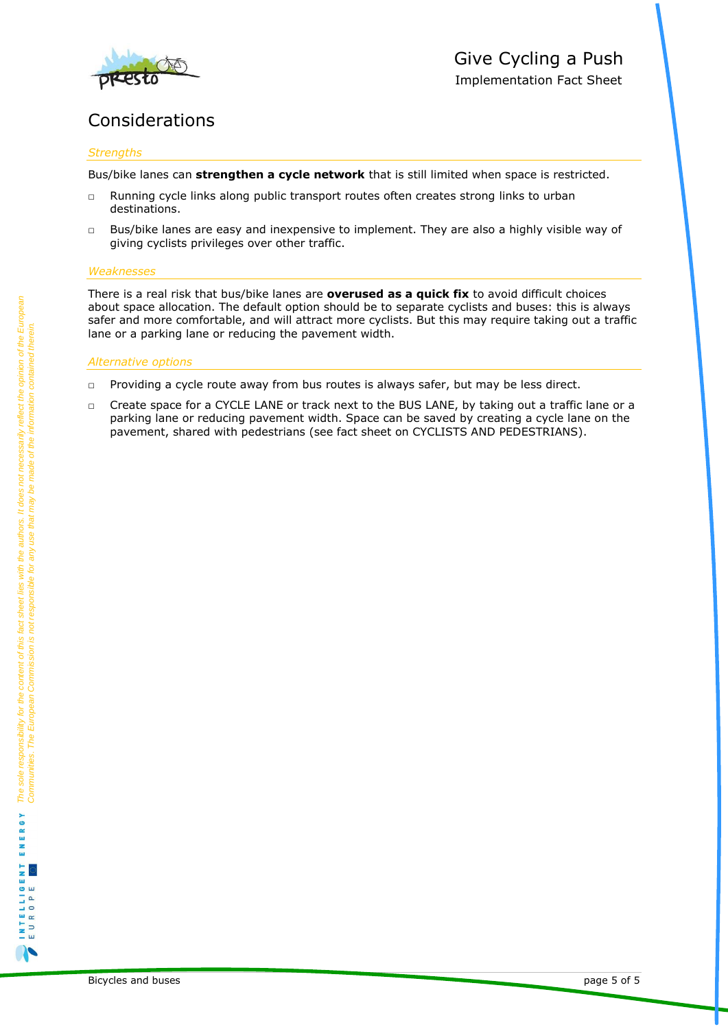# Considerations

### *Strengths*

Bus/bike lanes can **strengthen a cycle network** that is still limited when space is restricted.

- Running cycle links along public transport routes often creates strong links to urban destinations.
- Bus/bike lanes are easy and inexpensive to implement. They are also a highly visible way of giving cyclists privileges over other traffic.

### *Weaknesses*

There is a real risk that bus/bike lanes are **overused as a quick fix** to avoid difficult choices about space allocation. The default option should be to separate cyclists and buses: this is always safer and more comfortable, and will attract more cyclists. But this may require taking out a traffic lane or a parking lane or reducing the pavement width.

### *Alternative options*

- Providing a cycle route away from bus routes is always safer, but may be less direct.
- Create space for a CYCLE LANE or track next to the BUS LANE, by taking out a traffic lane or a parking lane or reducing pavement width. Space can be saved by creating a cycle lane on the pavement, shared with pedestrians (see fact sheet on CYCLISTS AND PEDESTRIANS).